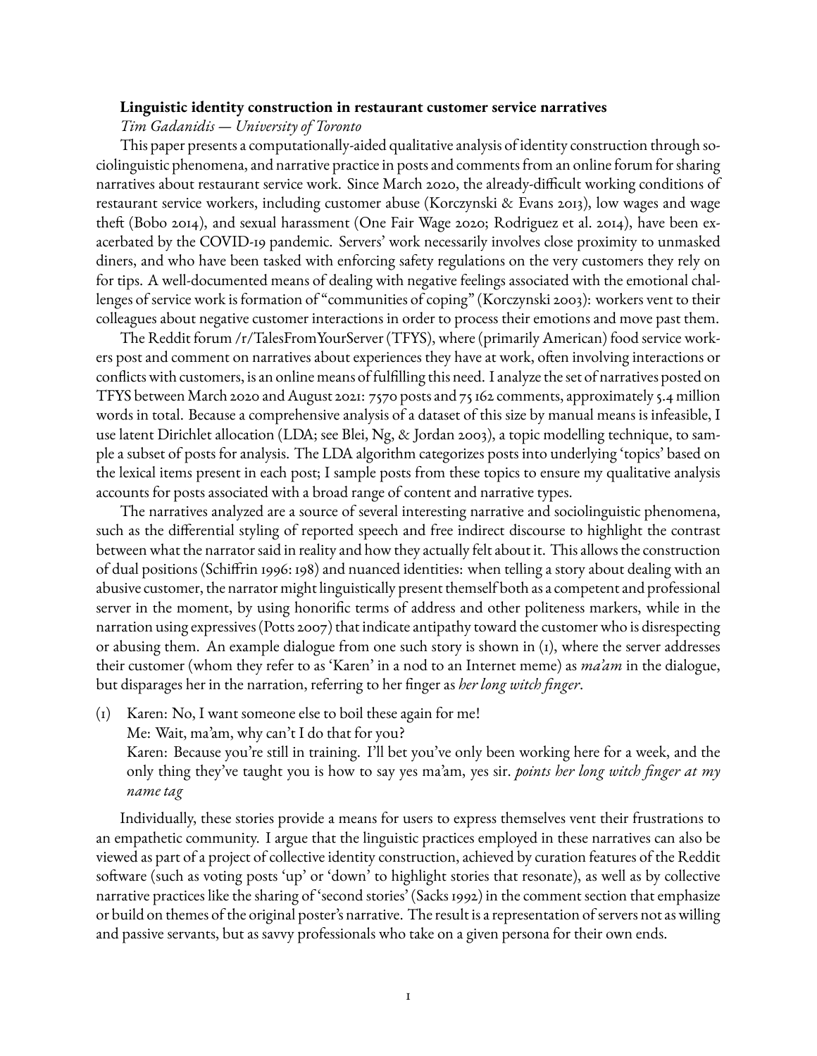**Linguistic identity construction in restaurant customer service narratives**

*Tim Gadanidis — University of Toronto*

This paper presents a computationally-aided qualitative analysis of identity construction through sociolinguistic phenomena, and narrative practice in posts and comments from an online forum for sharing narratives about restaurant service work. Since March 2020, the already-difficult working conditions of restaurant service workers, including customer abuse (Korczynski & Evans 2013), low wages and wage theft (Bobo 2014), and sexual harassment (One Fair Wage 2020; Rodriguez et al. 2014), have been exacerbated by the COVID-19 pandemic. Servers' work necessarily involves close proximity to unmasked diners, and who have been tasked with enforcing safety regulations on the very customers they rely on for tips. A well-documented means of dealing with negative feelings associated with the emotional challenges of service work is formation of "communities of coping" (Korczynski 2003): workers vent to their colleagues about negative customer interactions in order to process their emotions and move past them.

The Reddit forum /r/TalesFromYourServer (TFYS), where (primarily American) food service workers post and comment on narratives about experiences they have at work, often involving interactions or conflicts with customers, is an online means of fulfilling this need. I analyze the set of narratives posted on TFYS between March 2020 and August 2021: 7570 posts and 75 162 comments, approximately 5.4 million words in total. Because a comprehensive analysis of a dataset of this size by manual means is infeasible, I use latent Dirichlet allocation (LDA; see Blei, Ng, & Jordan 2003), a topic modelling technique, to sample a subset of posts for analysis. The LDA algorithm categorizes posts into underlying 'topics' based on the lexical items present in each post; I sample posts from these topics to ensure my qualitative analysis accounts for posts associated with a broad range of content and narrative types.

The narratives analyzed are a source of several interesting narrative and sociolinguistic phenomena, such as the differential styling of reported speech and free indirect discourse to highlight the contrast between what the narrator said in reality and how they actually felt about it. This allows the construction of dual positions (Schiffrin 1996: 198) and nuanced identities: when telling a story about dealing with an abusive customer, the narrator might linguistically present themself both as a competent and professional server in the moment, by using honorific terms of address and other politeness markers, while in the narration using expressives (Potts 2007) that indicate antipathy toward the customer who is disrespecting or abusing them. An example dialogue from one such story is shown in (1), where the server addresses their customer (whom they refer to as 'Karen' in a nod to an Internet meme) as *ma'am* in the dialogue, but disparages her in the narration, referring to her finger as *her long witch finger*.

(1) Karen: No, I want someone else to boil these again for me!
Me: Wait, ma'am, why can't I do that for you?
Karen: Because you're still in training. I'll bet you've only been working here for a week, and the only thing they've taught you is how to say yes ma'am, yes sir. *points her long witch finger at my name tag*

Individually, these stories provide a means for users to express themselves vent their frustrations to an empathetic community. I argue that the linguistic practices employed in these narratives can also be viewed as part of a project of collective identity construction, achieved by curation features of the Reddit software (such as voting posts 'up' or 'down' to highlight stories that resonate), as well as by collective narrative practices like the sharing of 'second stories' (Sacks 1992) in the comment section that emphasize or build on themes of the original poster's narrative. The result is a representation of servers not as willing and passive servants, but as savvy professionals who take on a given persona for their own ends.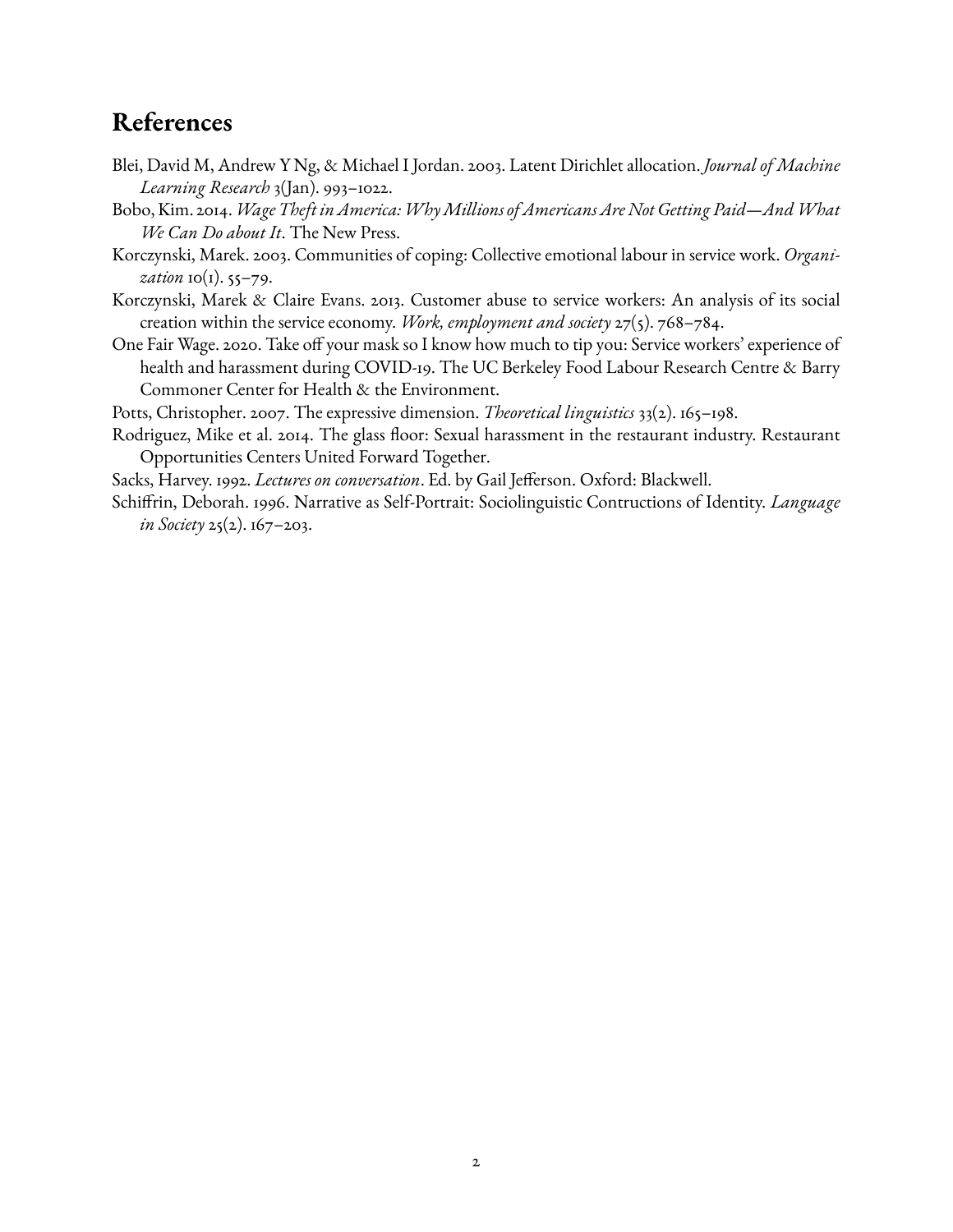## References

Blei, David M, Andrew Y Ng, & Michael I Jordan. 2003. Latent Dirichlet allocation. *Journal of Machine Learning Research* 3(Jan). 993–1022.

Bobo, Kim. 2014. *Wage Theft in America: Why Millions of Americans Are Not Getting Paid—And What We Can Do about It*. The New Press.

Korczynski, Marek. 2003. Communities of coping: Collective emotional labour in service work. *Organization* 10(1). 55–79.

Korczynski, Marek & Claire Evans. 2013. Customer abuse to service workers: An analysis of its social creation within the service economy. *Work, employment and society* 27(5). 768–784.

One Fair Wage. 2020. Take off your mask so I know how much to tip you: Service workers' experience of health and harassment during COVID-19. The UC Berkeley Food Labour Research Centre & Barry Commoner Center for Health & the Environment.

Potts, Christopher. 2007. The expressive dimension. *Theoretical linguistics* 33(2). 165–198.

Rodriguez, Mike et al. 2014. The glass floor: Sexual harassment in the restaurant industry. Restaurant Opportunities Centers United Forward Together.

Sacks, Harvey. 1992. *Lectures on conversation*. Ed. by Gail Jefferson. Oxford: Blackwell.

Schiffrin, Deborah. 1996. Narrative as Self-Portrait: Sociolinguistic Contructions of Identity. *Language in Society* 25(2). 167–203.